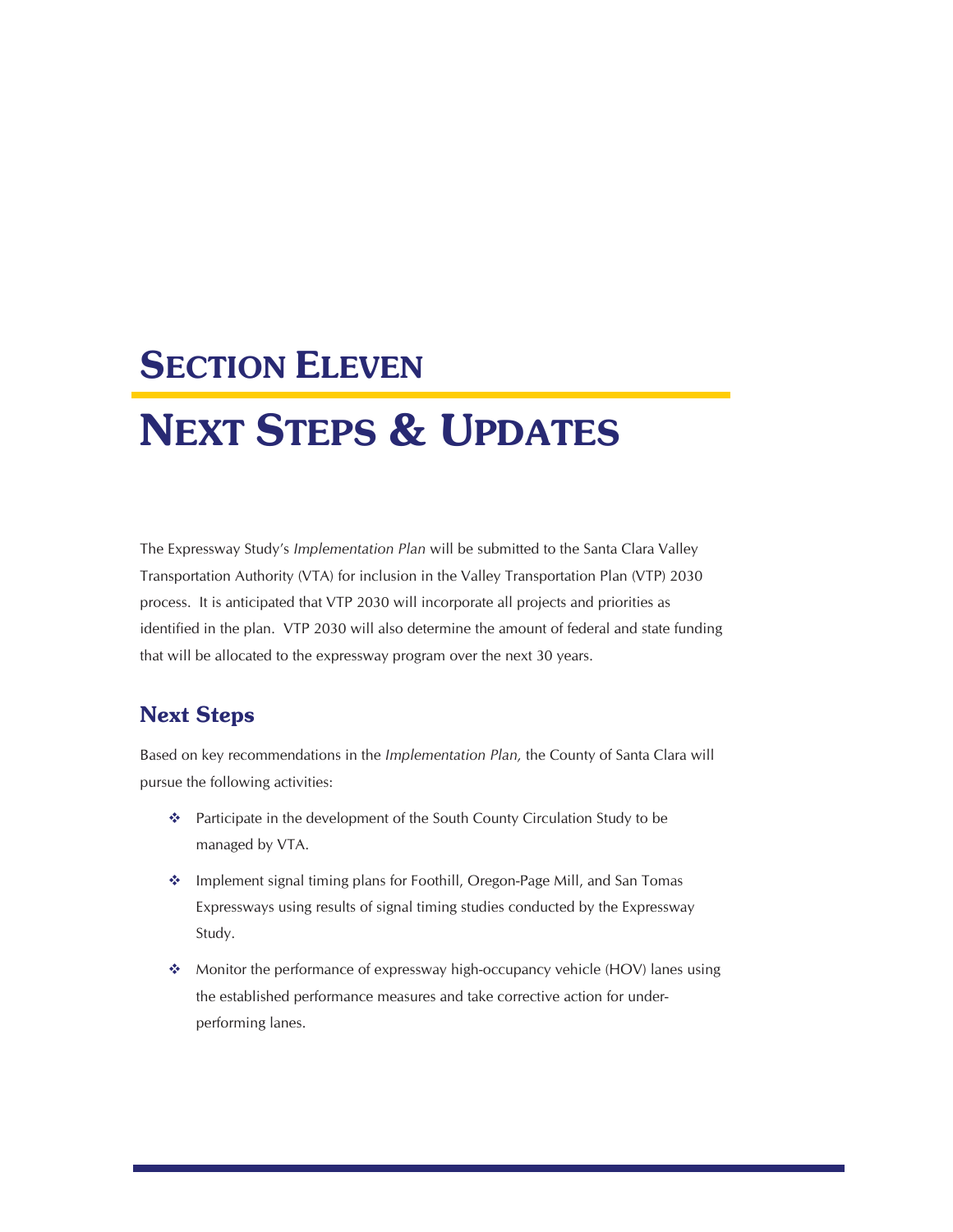# Section Eleven

# Next Steps & Updates

The Expressway Study's *Implementation Plan* will be submitted to the Santa Clara Valley Transportation Authority (VTA) for inclusion in the Valley Transportation Plan (VTP) 2030 process. It is anticipated that VTP 2030 will incorporate all projects and priorities as identified in the plan. VTP 2030 will also determine the amount of federal and state funding that will be allocated to the expressway program over the next 30 years.

## Next Steps

Based on key recommendations in the *Implementation Plan,* the County of Santa Clara will pursue the following activities:

- Participate in the development of the South County Circulation Study to be managed by VTA.
- Implement signal timing plans for Foothill, Oregon-Page Mill, and San Tomas Expressways using results of signal timing studies conducted by the Expressway Study.
- Monitor the performance of expressway high-occupancy vehicle (HOV) lanes using the established performance measures and take corrective action for under-performing lanes.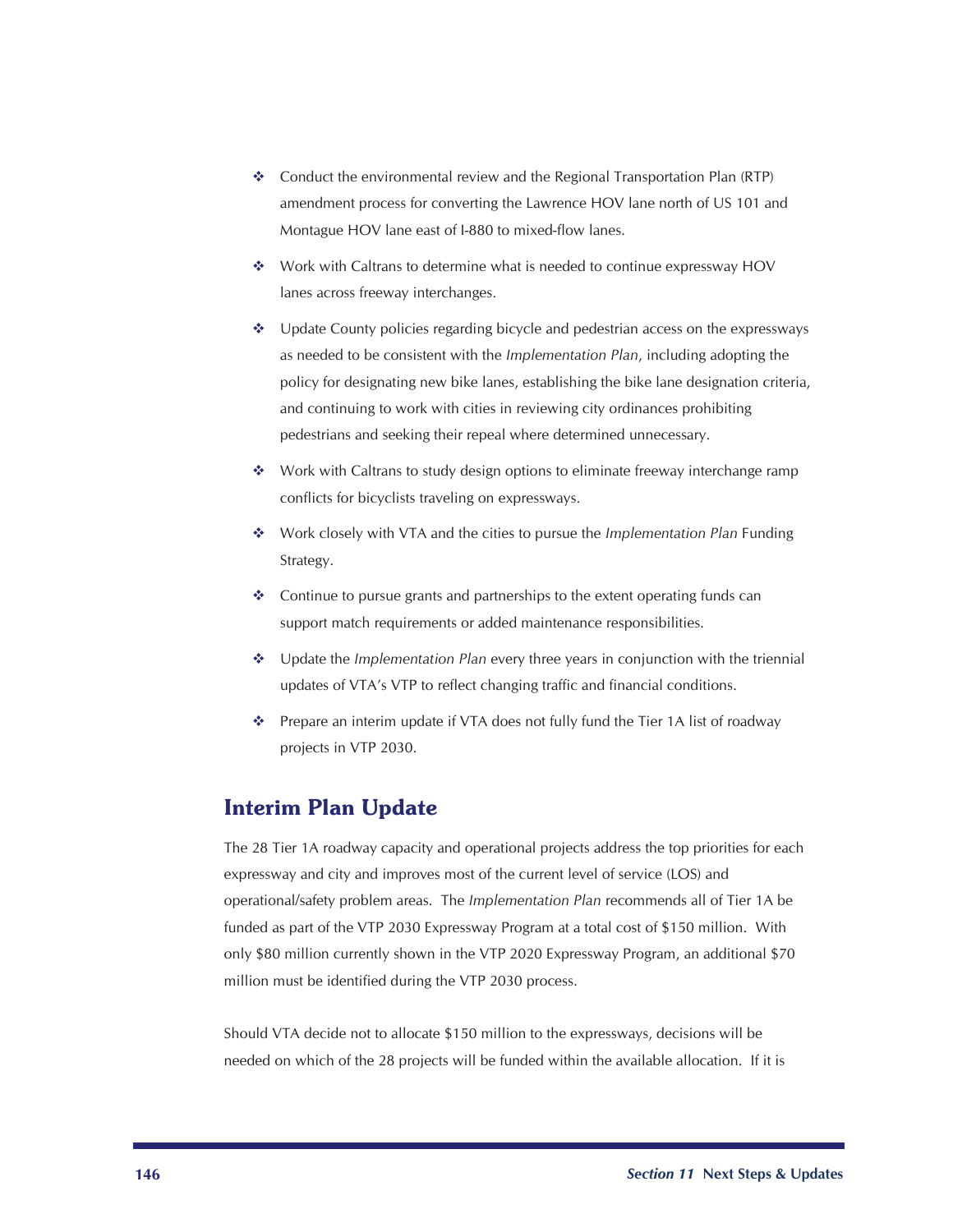- Conduct the environmental review and the Regional Transportation Plan (RTP) amendment process for converting the Lawrence HOV lane north of US 101 and Montague HOV lane east of I-880 to mixed-flow lanes.
- Work with Caltrans to determine what is needed to continue expressway HOV lanes across freeway interchanges.
- Update County policies regarding bicycle and pedestrian access on the expressways as needed to be consistent with the *Implementation Plan*, including adopting the policy for designating new bike lanes, establishing the bike lane designation criteria, and continuing to work with cities in reviewing city ordinances prohibiting pedestrians and seeking their repeal where determined unnecessary.
- Work with Caltrans to study design options to eliminate freeway interchange ramp conflicts for bicyclists traveling on expressways.
- Work closely with VTA and the cities to pursue the *Implementation Plan* Funding Strategy.
- Continue to pursue grants and partnerships to the extent operating funds can support match requirements or added maintenance responsibilities.
- Update the *Implementation Plan* every three years in conjunction with the triennial updates of VTA's VTP to reflect changing traffic and financial conditions.
- Prepare an interim update if VTA does not fully fund the Tier 1A list of roadway projects in VTP 2030.

## Interim Plan Update

The 28 Tier 1A roadway capacity and operational projects address the top priorities for each expressway and city and improves most of the current level of service (LOS) and operational/safety problem areas. The *Implementation Plan* recommends all of Tier 1A be funded as part of the VTP 2030 Expressway Program at a total cost of $150 million. With only $80 million currently shown in the VTP 2020 Expressway Program, an additional $70 million must be identified during the VTP 2030 process.

Should VTA decide not to allocate $150 million to the expressways, decisions will be needed on which of the 28 projects will be funded within the available allocation. If it is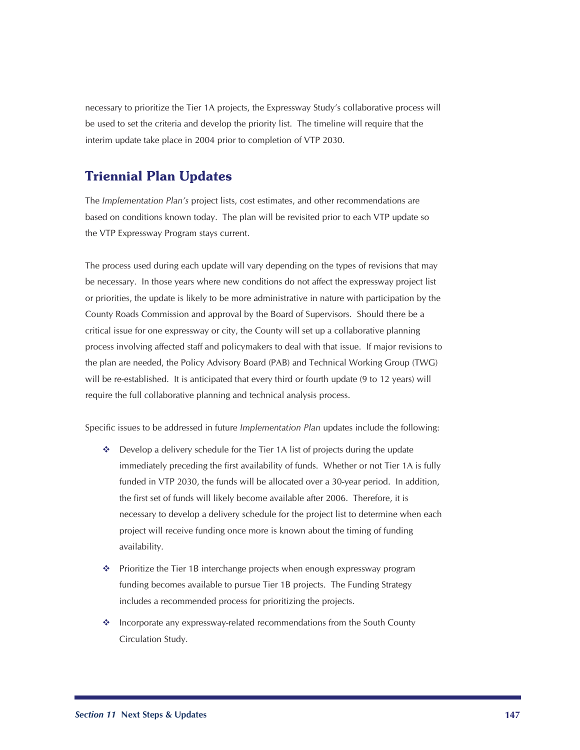necessary to prioritize the Tier 1A projects, the Expressway Study's collaborative process will be used to set the criteria and develop the priority list. The timeline will require that the interim update take place in 2004 prior to completion of VTP 2030.

## Triennial Plan Updates

The *Implementation Plan's* project lists, cost estimates, and other recommendations are based on conditions known today. The plan will be revisited prior to each VTP update so the VTP Expressway Program stays current.

The process used during each update will vary depending on the types of revisions that may be necessary. In those years where new conditions do not affect the expressway project list or priorities, the update is likely to be more administrative in nature with participation by the County Roads Commission and approval by the Board of Supervisors. Should there be a critical issue for one expressway or city, the County will set up a collaborative planning process involving affected staff and policymakers to deal with that issue. If major revisions to the plan are needed, the Policy Advisory Board (PAB) and Technical Working Group (TWG) will be re-established. It is anticipated that every third or fourth update (9 to 12 years) will require the full collaborative planning and technical analysis process.

Specific issues to be addressed in future *Implementation Plan* updates include the following:

- Develop a delivery schedule for the Tier 1A list of projects during the update immediately preceding the first availability of funds. Whether or not Tier 1A is fully funded in VTP 2030, the funds will be allocated over a 30-year period. In addition, the first set of funds will likely become available after 2006. Therefore, it is necessary to develop a delivery schedule for the project list to determine when each project will receive funding once more is known about the timing of funding availability.
- Prioritize the Tier 1B interchange projects when enough expressway program funding becomes available to pursue Tier 1B projects. The Funding Strategy includes a recommended process for prioritizing the projects.
- Incorporate any expressway-related recommendations from the South County Circulation Study.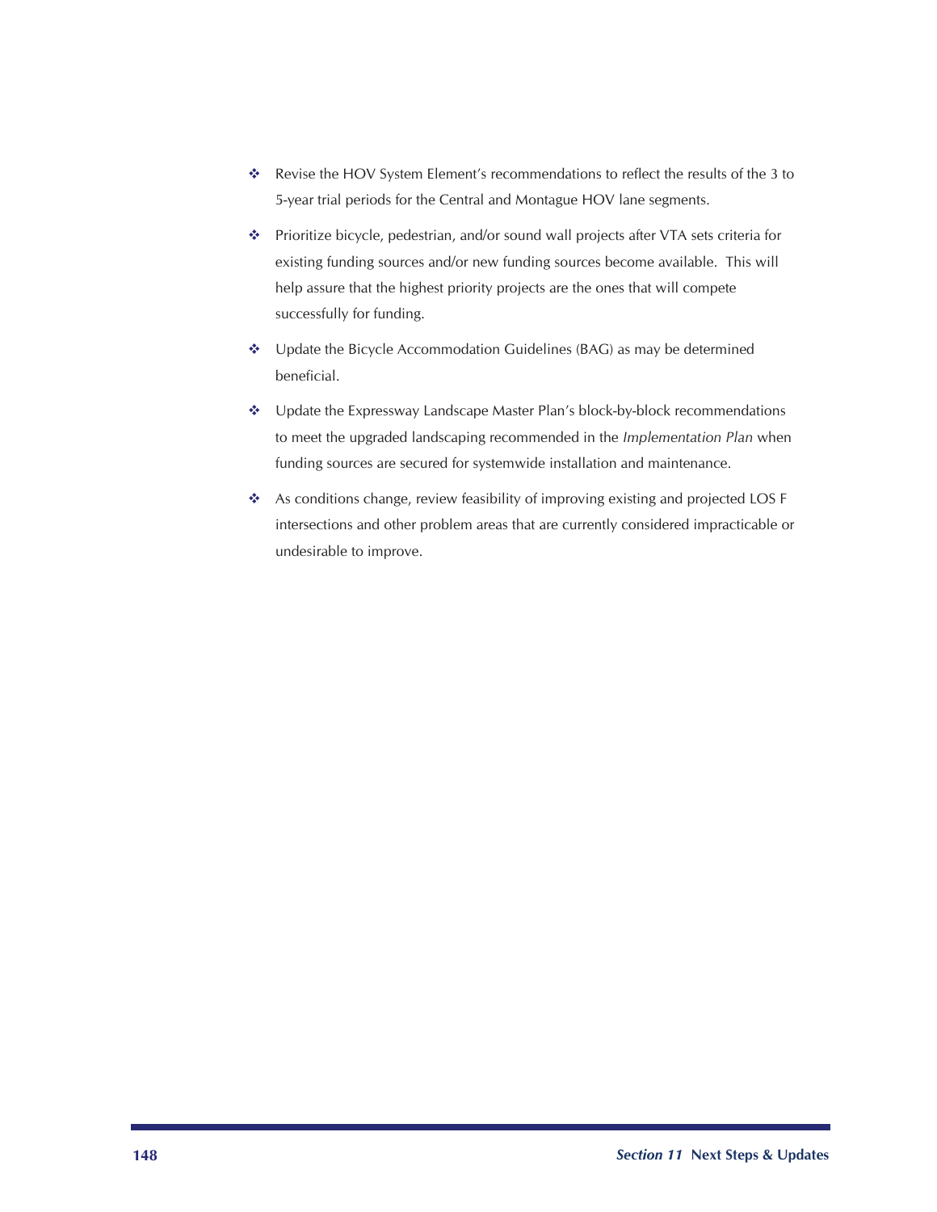- Revise the HOV System Element's recommendations to reflect the results of the 3 to 5-year trial periods for the Central and Montague HOV lane segments.

- Prioritize bicycle, pedestrian, and/or sound wall projects after VTA sets criteria for existing funding sources and/or new funding sources become available. This will help assure that the highest priority projects are the ones that will compete successfully for funding.

- Update the Bicycle Accommodation Guidelines (BAG) as may be determined beneficial.

- Update the Expressway Landscape Master Plan's block-by-block recommendations to meet the upgraded landscaping recommended in the *Implementation Plan* when funding sources are secured for systemwide installation and maintenance.

- As conditions change, review feasibility of improving existing and projected LOS F intersections and other problem areas that are currently considered impracticable or undesirable to improve.